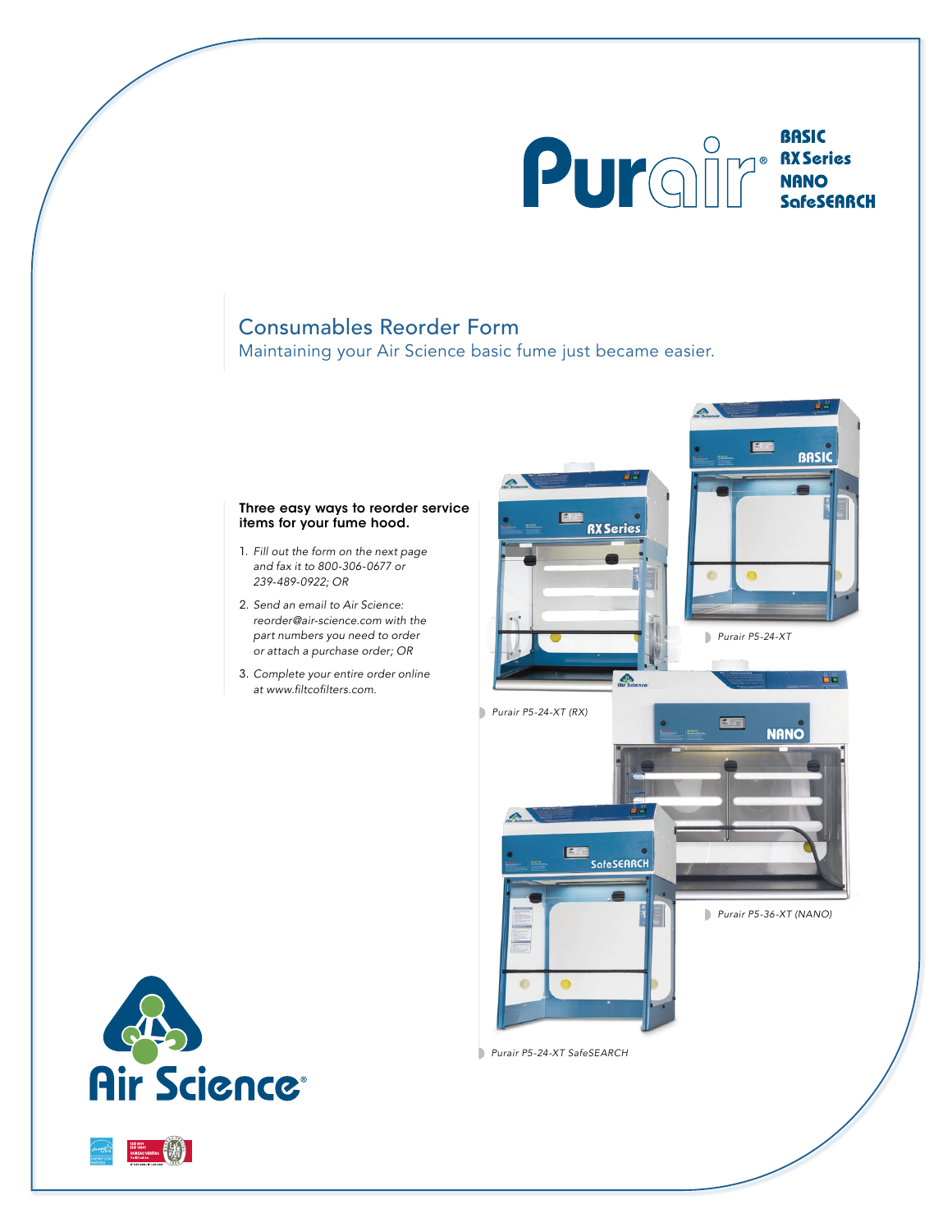# Purair®

**BASIC**
**RX Series**
**NANO**
**SafeSEARCH**

## Consumables Reorder Form

Maintaining your Air Science basic fume just became easier.

**Three easy ways to reorder service items for your fume hood.**

1. *Fill out the form on the next page and fax it to 800-306-0677 or 239-489-0922; OR*
2. *Send an email to Air Science: reorder@air-science.com with the part numbers you need to order or attach a purchase order; OR*
3. *Complete your entire order online at www.filtcofilters.com.*

*Purair P5-24-XT*

*Purair P5-24-XT (RX)*

*Purair P5-36-XT (NANO)*

*Purair P5-24-XT SafeSEARCH*

Air Science®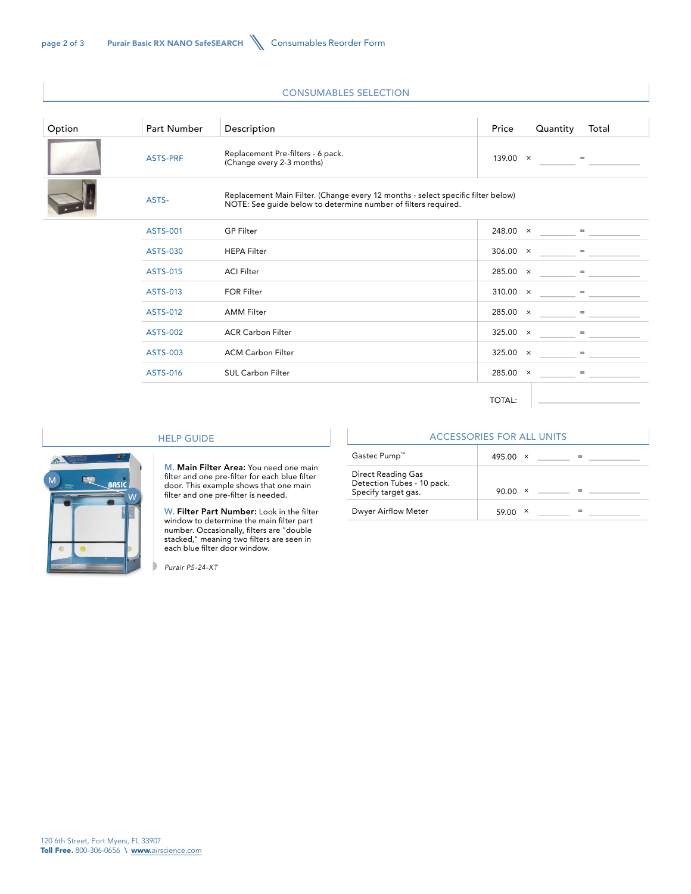## CONSUMABLES SELECTION

| Option | Part Number | Description | Price | | Quantity | | Total |
|---|---|---|---|---|---|---|---|
| | ASTS-PRF | Replacement Pre-filters - 6 pack. (Change every 2-3 months) | 139.00 | × | ________ | = | ________ |
| | ASTS- | Replacement Main Filter. (Change every 12 months - select specific filter below) NOTE: See guide below to determine number of filters required. | | | | | |
| | ASTS-001 | GP Filter | 248.00 | × | ________ | = | ________ |
| | ASTS-030 | HEPA Filter | 306.00 | × | ________ | = | ________ |
| | ASTS-015 | ACI Filter | 285.00 | × | ________ | = | ________ |
| | ASTS-013 | FOR Filter | 310.00 | × | ________ | = | ________ |
| | ASTS-012 | AMM Filter | 285.00 | × | ________ | = | ________ |
| | ASTS-002 | ACR Carbon Filter | 325.00 | × | ________ | = | ________ |
| | ASTS-003 | ACM Carbon Filter | 325.00 | × | ________ | = | ________ |
| | ASTS-016 | SUL Carbon Filter | 285.00 | × | ________ | = | ________ |
| | | | TOTAL: | | | | ________ |

## HELP GUIDE

**M. Main Filter Area:** You need one main filter and one pre-filter for each blue filter door. This example shows that one main filter and one pre-filter is needed.

**W. Filter Part Number:** Look in the filter window to determine the main filter part number. Occasionally, filters are "double stacked," meaning two filters are seen in each blue filter door window.

*Purair P5-24-XT*

## ACCESSORIES FOR ALL UNITS

| Item | Price | | Quantity | | Total |
|---|---|---|---|---|---|
| Gastec Pump™ | 495.00 | × | ________ | = | ________ |
| Direct Reading Gas Detection Tubes - 10 pack. Specify target gas. | 90.00 | × | ________ | = | ________ |
| Dwyer Airflow Meter | 59.00 | × | ________ | = | ________ |

120 6th Street, Fort Myers, FL 33907
**Toll Free.** 800-306-0656 \ **www.**airscience.com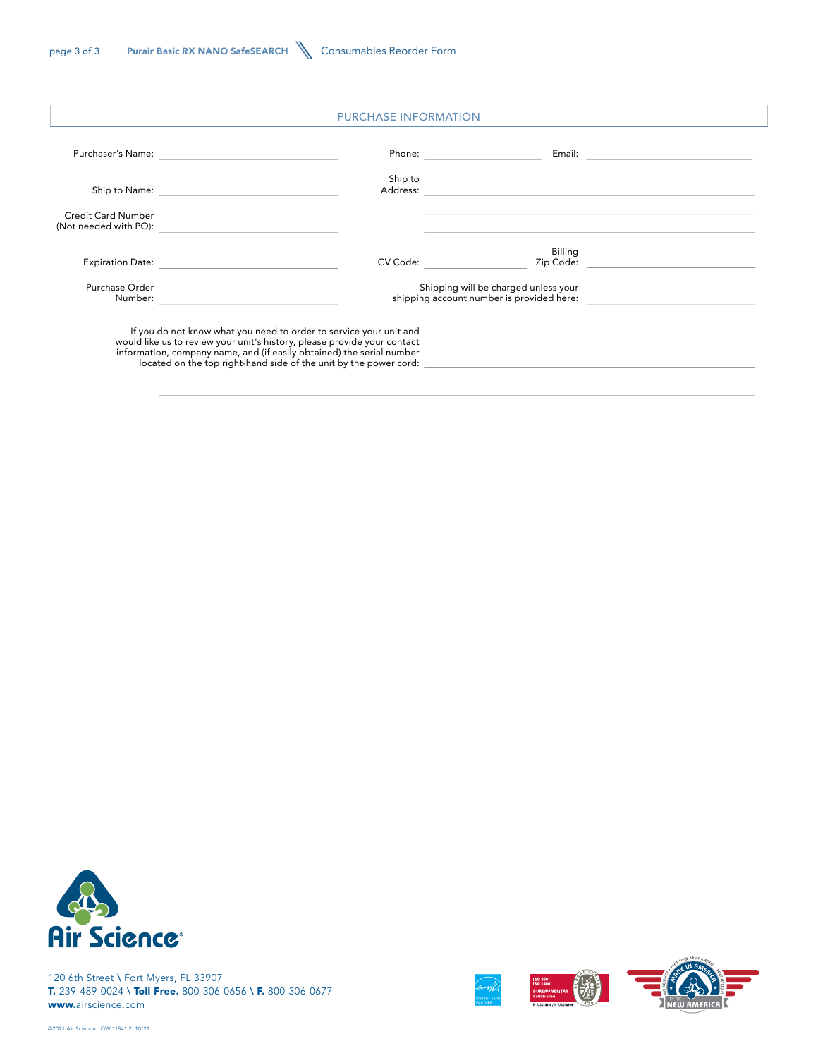## PURCHASE INFORMATION

Purchaser's Name: ______________________ Phone: ______________ Email: ______________________

Ship to Name: ______________________ Ship to Address: ______________________________________

Credit Card Number (Not needed with PO): ______________________

Expiration Date: ______________________ CV Code: ______________ Billing Zip Code: ______________________

Purchase Order Number: ______________________

Shipping will be charged unless your shipping account number is provided here: ______________________

If you do not know what you need to order to service your unit and would like us to review your unit's history, please provide your contact information, company name, and (if easily obtained) the serial number located on the top right-hand side of the unit by the power cord: ______________________________________

______________________________________________________________________________

**Air Science**®

120 6th Street \ Fort Myers, FL 33907
**T.** 239-489-0024 \ **Toll Free.** 800-306-0656 \ **F.** 800-306-0677
**www.**airscience.com

ENERGY STAR PARTNER

ISO 9001
ISO 14001
BUREAU VERITAS Certification

AIR SCIENCE • PAGE FIELD ARMY AIRFIELD • FORT MYERS • MADE IN AMERICA • BY THE NEW AMERICA

©2021 Air Science OW 11841.2 10/21